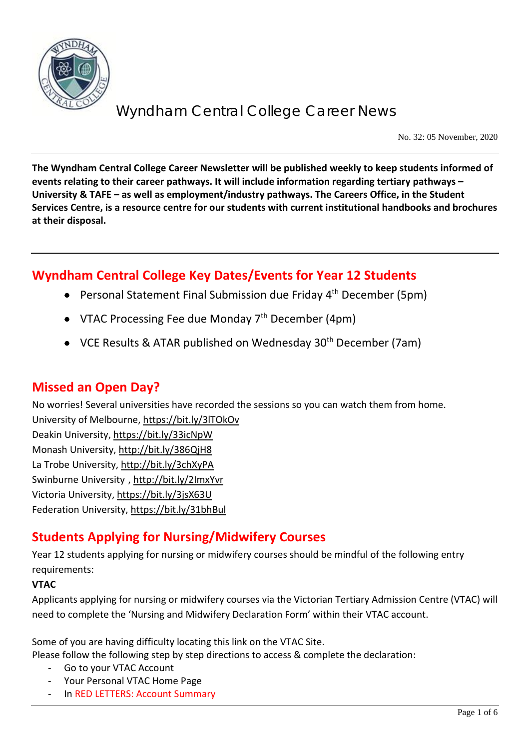# Wyndham Central College Career News

No. 32: 05 November, 2020

**The Wyndham Central College Career Newsletter will be published weekly to keep students informed of events relating to their career pathways. It will include information regarding tertiary pathways – University & TAFE – as well as employment/industry pathways. The Careers Office, in the Student Services Centre, is a resource centre for our students with current institutional handbooks and brochures at their disposal.**

## Wyndham Central College Key Dates/Events for Year 12 Students

- Personal Statement Final Submission due Friday 4th December (5pm)
- VTAC Processing Fee due Monday 7th December (4pm)
- VCE Results & ATAR published on Wednesday 30th December (7am)

## Missed an Open Day?

No worries! Several universities have recorded the sessions so you can watch them from home.
University of Melbourne, https://bit.ly/3lTOkOv
Deakin University, https://bit.ly/33icNpW
Monash University, http://bit.ly/386QjH8
La Trobe University, http://bit.ly/3chXyPA
Swinburne University , http://bit.ly/2ImxYvr
Victoria University, https://bit.ly/3jsX63U
Federation University, https://bit.ly/31bhBul

## Students Applying for Nursing/Midwifery Courses

Year 12 students applying for nursing or midwifery courses should be mindful of the following entry requirements:

**VTAC**

Applicants applying for nursing or midwifery courses via the Victorian Tertiary Admission Centre (VTAC) will need to complete the 'Nursing and Midwifery Declaration Form' within their VTAC account.

Some of you are having difficulty locating this link on the VTAC Site.
Please follow the following step by step directions to access & complete the declaration:

- Go to your VTAC Account
- Your Personal VTAC Home Page
- In RED LETTERS: Account Summary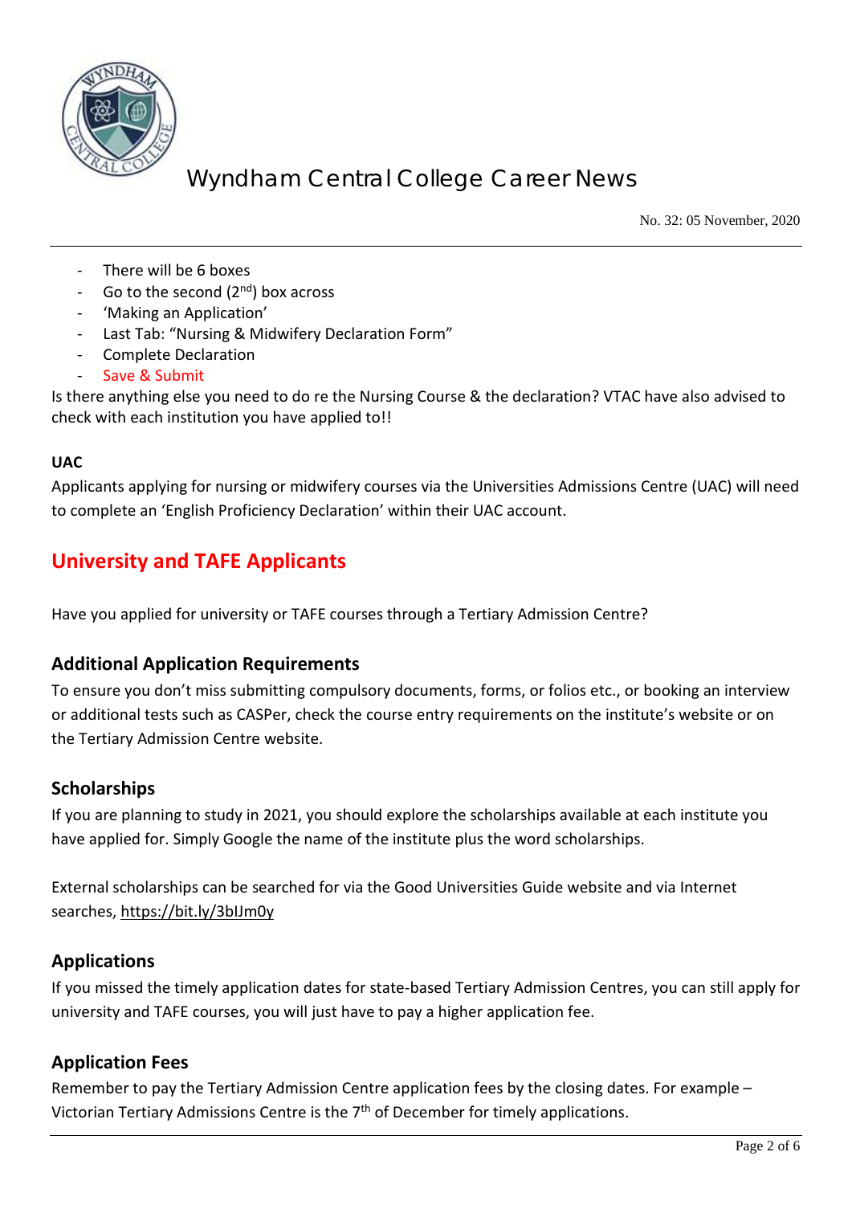- There will be 6 boxes
- Go to the second (2nd) box across
- 'Making an Application'
- Last Tab: "Nursing & Midwifery Declaration Form"
- Complete Declaration
- Save & Submit

Is there anything else you need to do re the Nursing Course & the declaration? VTAC have also advised to check with each institution you have applied to!!

**UAC**

Applicants applying for nursing or midwifery courses via the Universities Admissions Centre (UAC) will need to complete an 'English Proficiency Declaration' within their UAC account.

## University and TAFE Applicants

Have you applied for university or TAFE courses through a Tertiary Admission Centre?

### Additional Application Requirements

To ensure you don't miss submitting compulsory documents, forms, or folios etc., or booking an interview or additional tests such as CASPer, check the course entry requirements on the institute's website or on the Tertiary Admission Centre website.

### Scholarships

If you are planning to study in 2021, you should explore the scholarships available at each institute you have applied for. Simply Google the name of the institute plus the word scholarships.

External scholarships can be searched for via the Good Universities Guide website and via Internet searches, https://bit.ly/3blJm0y

### Applications

If you missed the timely application dates for state-based Tertiary Admission Centres, you can still apply for university and TAFE courses, you will just have to pay a higher application fee.

### Application Fees

Remember to pay the Tertiary Admission Centre application fees by the closing dates. For example – Victorian Tertiary Admissions Centre is the 7th of December for timely applications.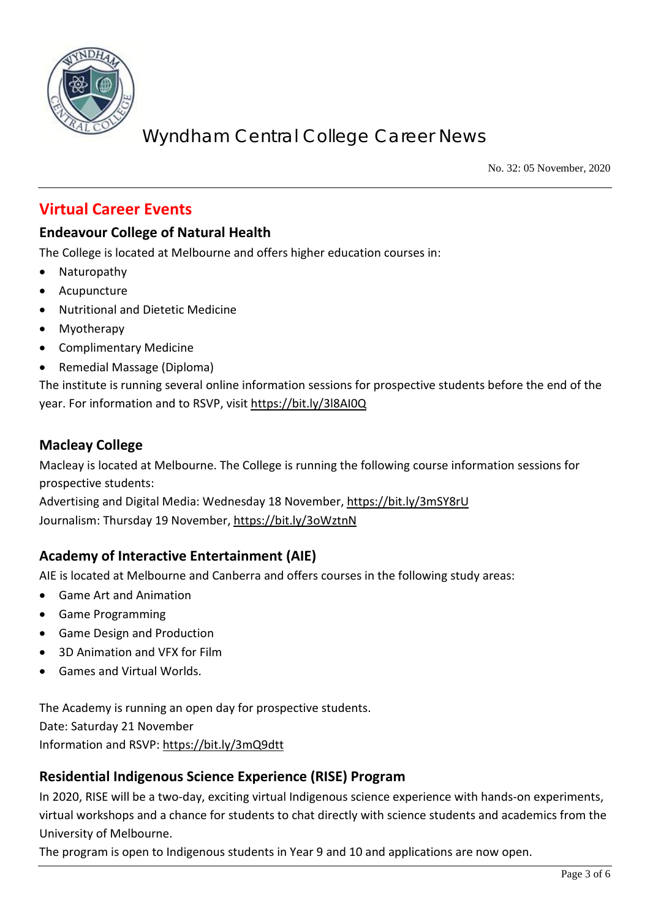## Virtual Career Events

### Endeavour College of Natural Health

The College is located at Melbourne and offers higher education courses in:

- Naturopathy
- Acupuncture
- Nutritional and Dietetic Medicine
- Myotherapy
- Complimentary Medicine
- Remedial Massage (Diploma)

The institute is running several online information sessions for prospective students before the end of the year. For information and to RSVP, visit https://bit.ly/3l8AI0Q

### Macleay College

Macleay is located at Melbourne. The College is running the following course information sessions for prospective students:

Advertising and Digital Media: Wednesday 18 November, https://bit.ly/3mSY8rU
Journalism: Thursday 19 November, https://bit.ly/3oWztnN

### Academy of Interactive Entertainment (AIE)

AIE is located at Melbourne and Canberra and offers courses in the following study areas:

- Game Art and Animation
- Game Programming
- Game Design and Production
- 3D Animation and VFX for Film
- Games and Virtual Worlds.

The Academy is running an open day for prospective students.
Date: Saturday 21 November
Information and RSVP: https://bit.ly/3mQ9dtt

### Residential Indigenous Science Experience (RISE) Program

In 2020, RISE will be a two-day, exciting virtual Indigenous science experience with hands-on experiments, virtual workshops and a chance for students to chat directly with science students and academics from the University of Melbourne.

The program is open to Indigenous students in Year 9 and 10 and applications are now open.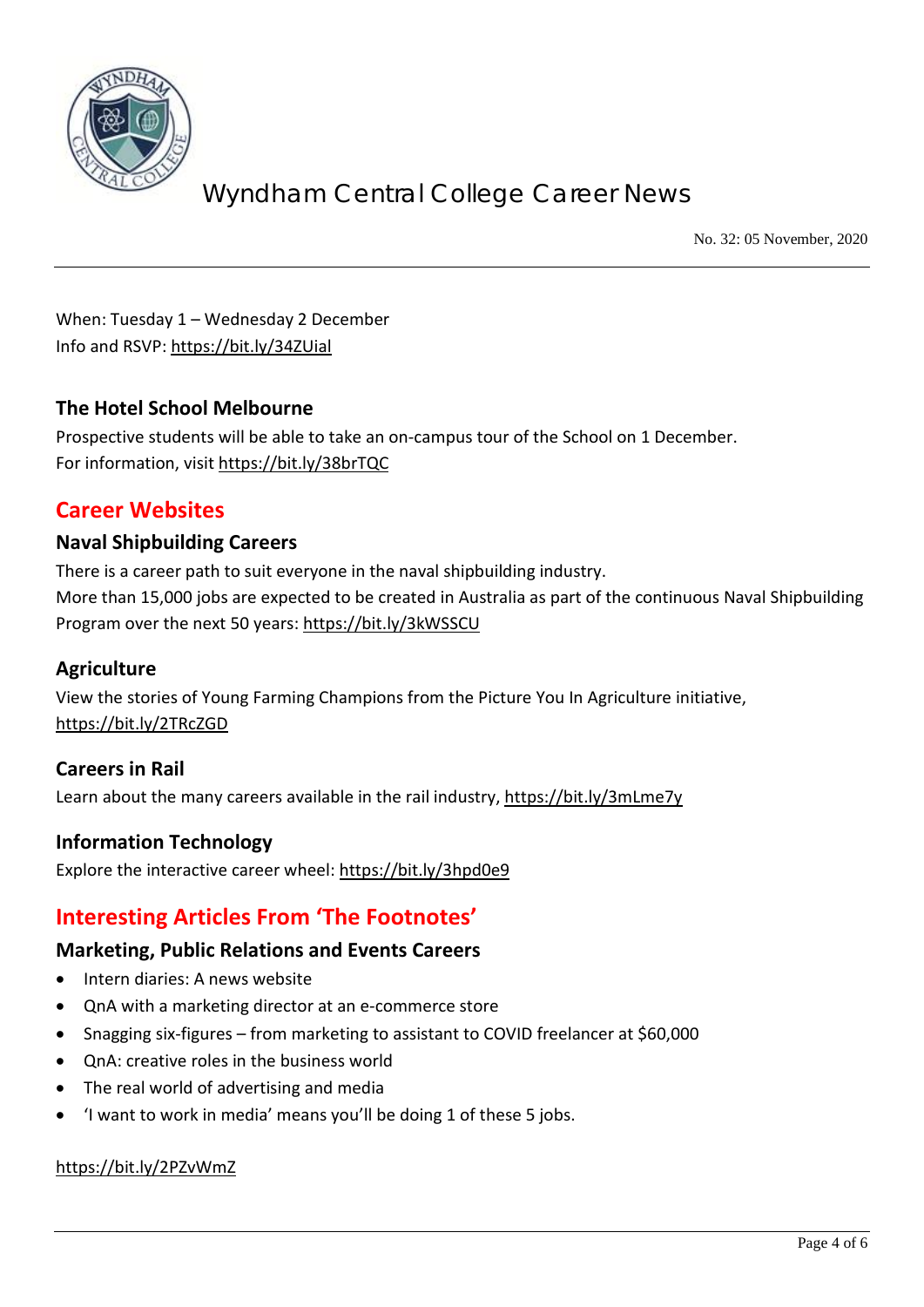When: Tuesday 1 – Wednesday 2 December
Info and RSVP: https://bit.ly/34ZUial

### The Hotel School Melbourne

Prospective students will be able to take an on-campus tour of the School on 1 December.
For information, visit https://bit.ly/38brTQC

## Career Websites

### Naval Shipbuilding Careers

There is a career path to suit everyone in the naval shipbuilding industry.
More than 15,000 jobs are expected to be created in Australia as part of the continuous Naval Shipbuilding Program over the next 50 years: https://bit.ly/3kWSSCU

### Agriculture

View the stories of Young Farming Champions from the Picture You In Agriculture initiative, https://bit.ly/2TRcZGD

### Careers in Rail

Learn about the many careers available in the rail industry, https://bit.ly/3mLme7y

### Information Technology

Explore the interactive career wheel: https://bit.ly/3hpd0e9

## Interesting Articles From 'The Footnotes'

### Marketing, Public Relations and Events Careers

- Intern diaries: A news website
- QnA with a marketing director at an e-commerce store
- Snagging six-figures – from marketing to assistant to COVID freelancer at $60,000
- QnA: creative roles in the business world
- The real world of advertising and media
- 'I want to work in media' means you'll be doing 1 of these 5 jobs.

https://bit.ly/2PZvWmZ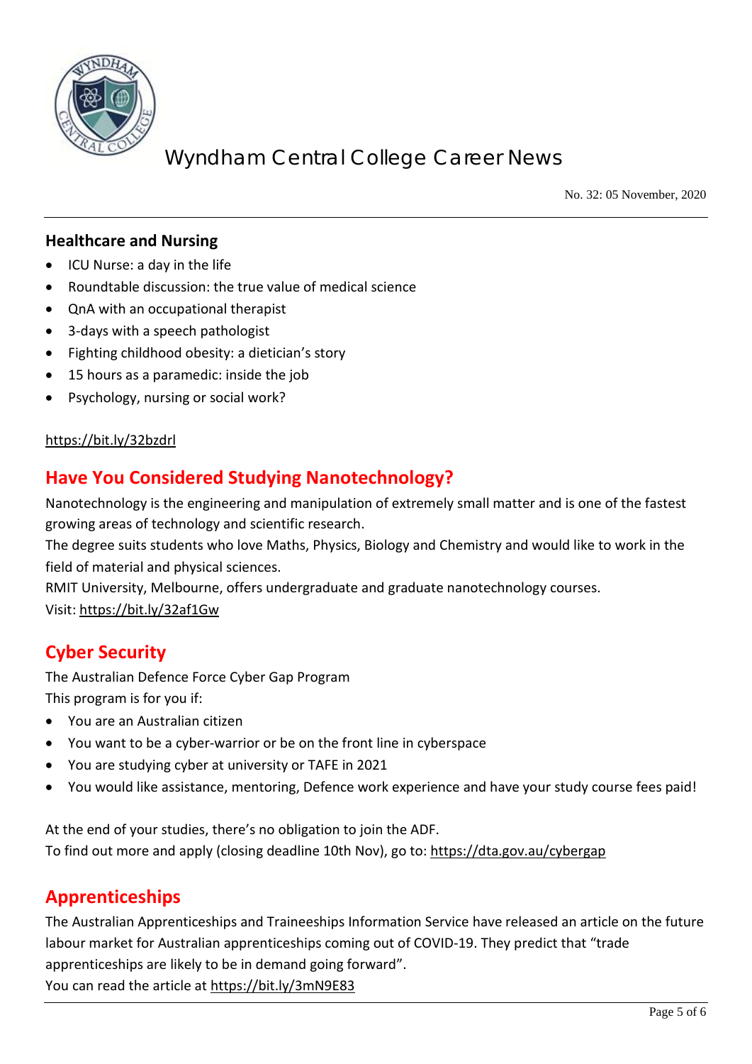### Healthcare and Nursing

- ICU Nurse: a day in the life
- Roundtable discussion: the true value of medical science
- QnA with an occupational therapist
- 3-days with a speech pathologist
- Fighting childhood obesity: a dietician's story
- 15 hours as a paramedic: inside the job
- Psychology, nursing or social work?

https://bit.ly/32bzdrl

## Have You Considered Studying Nanotechnology?

Nanotechnology is the engineering and manipulation of extremely small matter and is one of the fastest growing areas of technology and scientific research.

The degree suits students who love Maths, Physics, Biology and Chemistry and would like to work in the field of material and physical sciences.

RMIT University, Melbourne, offers undergraduate and graduate nanotechnology courses.

Visit: https://bit.ly/32af1Gw

## Cyber Security

The Australian Defence Force Cyber Gap Program

This program is for you if:

- You are an Australian citizen
- You want to be a cyber-warrior or be on the front line in cyberspace
- You are studying cyber at university or TAFE in 2021
- You would like assistance, mentoring, Defence work experience and have your study course fees paid!

At the end of your studies, there's no obligation to join the ADF.

To find out more and apply (closing deadline 10th Nov), go to: https://dta.gov.au/cybergap

## Apprenticeships

The Australian Apprenticeships and Traineeships Information Service have released an article on the future labour market for Australian apprenticeships coming out of COVID-19. They predict that "trade apprenticeships are likely to be in demand going forward".

You can read the article at https://bit.ly/3mN9E83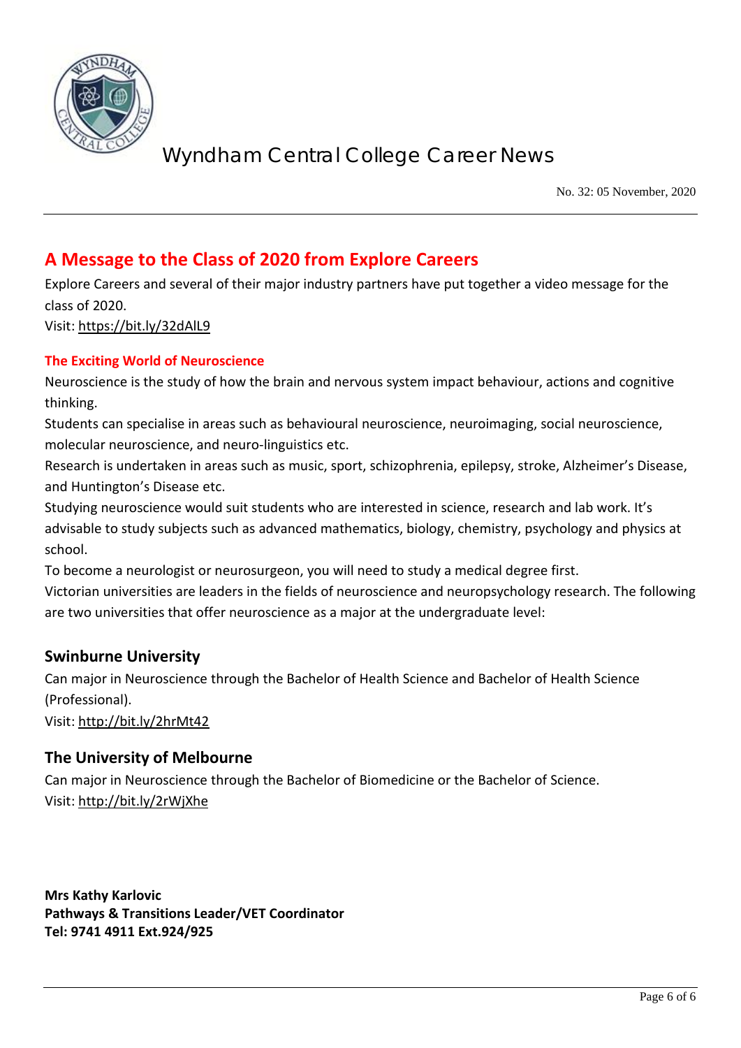## A Message to the Class of 2020 from Explore Careers

Explore Careers and several of their major industry partners have put together a video message for the class of 2020.
Visit: https://bit.ly/32dAlL9

### The Exciting World of Neuroscience

Neuroscience is the study of how the brain and nervous system impact behaviour, actions and cognitive thinking.
Students can specialise in areas such as behavioural neuroscience, neuroimaging, social neuroscience, molecular neuroscience, and neuro-linguistics etc.
Research is undertaken in areas such as music, sport, schizophrenia, epilepsy, stroke, Alzheimer's Disease, and Huntington's Disease etc.
Studying neuroscience would suit students who are interested in science, research and lab work. It's advisable to study subjects such as advanced mathematics, biology, chemistry, psychology and physics at school.
To become a neurologist or neurosurgeon, you will need to study a medical degree first.
Victorian universities are leaders in the fields of neuroscience and neuropsychology research. The following are two universities that offer neuroscience as a major at the undergraduate level:

### Swinburne University

Can major in Neuroscience through the Bachelor of Health Science and Bachelor of Health Science (Professional).
Visit: http://bit.ly/2hrMt42

### The University of Melbourne

Can major in Neuroscience through the Bachelor of Biomedicine or the Bachelor of Science.
Visit: http://bit.ly/2rWjXhe

**Mrs Kathy Karlovic**
**Pathways & Transitions Leader/VET Coordinator**
**Tel: 9741 4911 Ext.924/925**